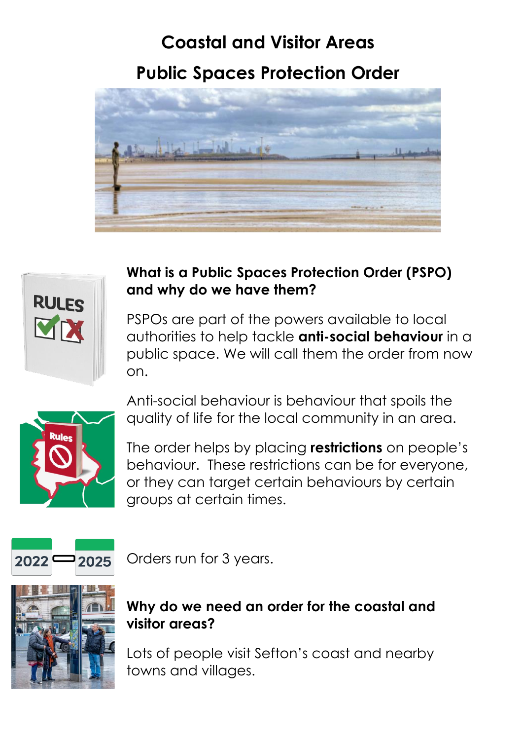# Coastal and Visitor Areas

# Public Spaces Protection Order

## What is a Public Spaces Protection Order (PSPO) and why do we have them?

PSPOs are part of the powers available to local authorities to help tackle **anti-social behaviour** in a public space. We will call them the order from now on.

Anti-social behaviour is behaviour that spoils the quality of life for the local community in an area.

The order helps by placing **restrictions** on people's behaviour. These restrictions can be for everyone, or they can target certain behaviours by certain groups at certain times.

Orders run for 3 years.

## Why do we need an order for the coastal and visitor areas?

Lots of people visit Sefton's coast and nearby towns and villages.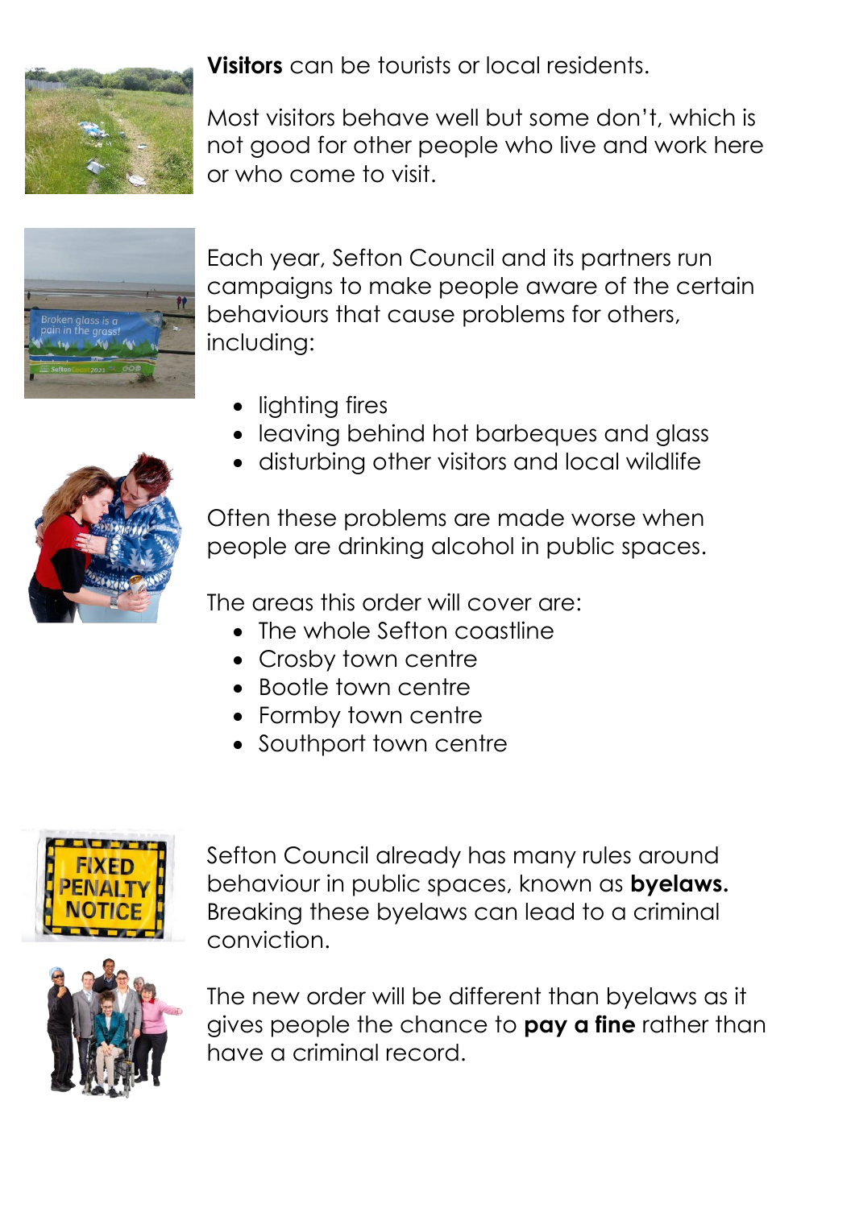**Visitors** can be tourists or local residents.

Most visitors behave well but some don't, which is not good for other people who live and work here or who come to visit.

Each year, Sefton Council and its partners run campaigns to make people aware of the certain behaviours that cause problems for others, including:

- lighting fires
- leaving behind hot barbeques and glass
- disturbing other visitors and local wildlife

Often these problems are made worse when people are drinking alcohol in public spaces.

The areas this order will cover are:

- The whole Sefton coastline
- Crosby town centre
- Bootle town centre
- Formby town centre
- Southport town centre

Sefton Council already has many rules around behaviour in public spaces, known as **byelaws.** Breaking these byelaws can lead to a criminal conviction.

The new order will be different than byelaws as it gives people the chance to **pay a fine** rather than have a criminal record.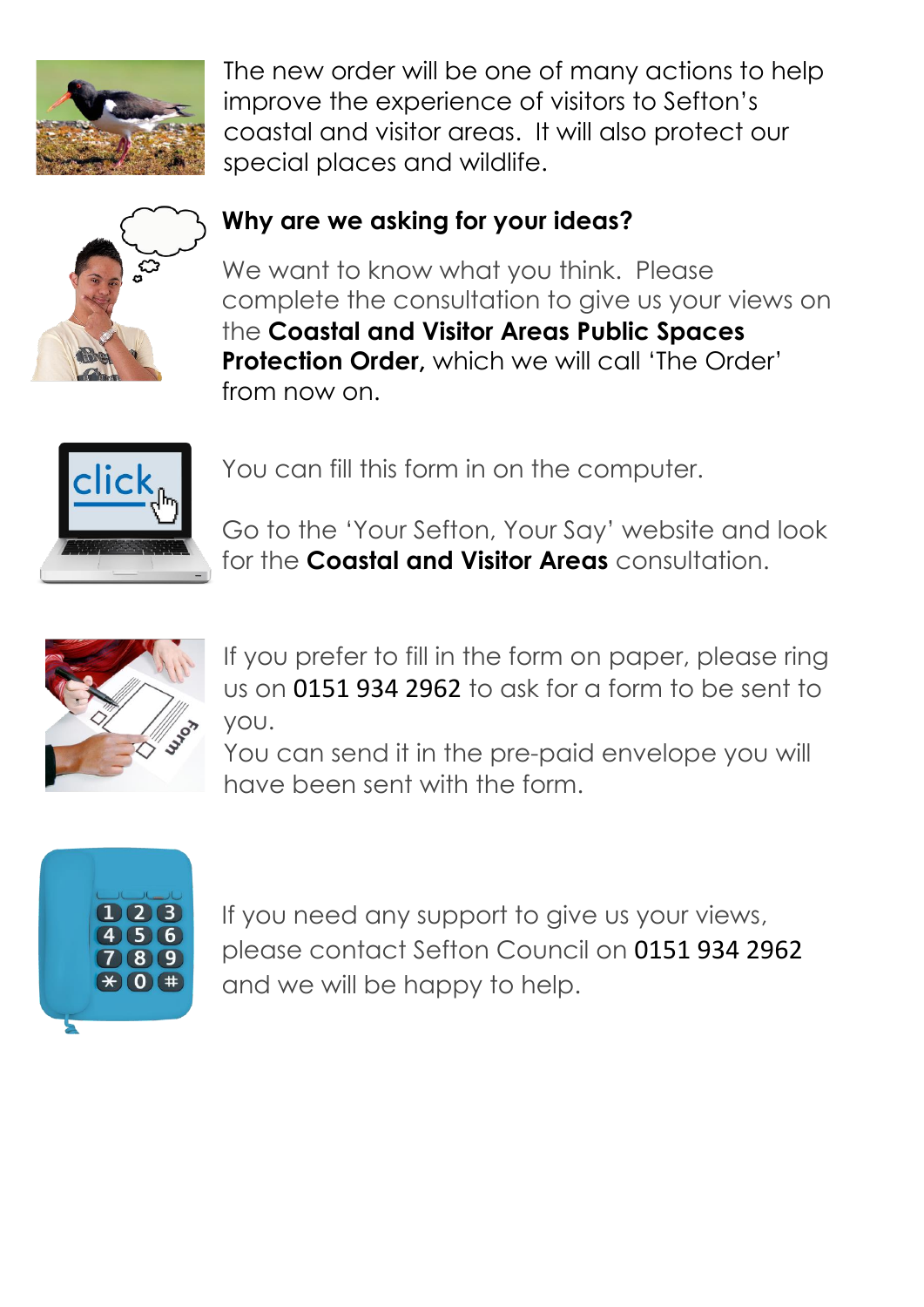The new order will be one of many actions to help improve the experience of visitors to Sefton's coastal and visitor areas. It will also protect our special places and wildlife.

## Why are we asking for your ideas?

We want to know what you think. Please complete the consultation to give us your views on the **Coastal and Visitor Areas Public Spaces Protection Order,** which we will call 'The Order' from now on.

You can fill this form in on the computer.

Go to the 'Your Sefton, Your Say' website and look for the **Coastal and Visitor Areas** consultation.

If you prefer to fill in the form on paper, please ring us on 0151 934 2962 to ask for a form to be sent to you.

You can send it in the pre-paid envelope you will have been sent with the form.

If you need any support to give us your views, please contact Sefton Council on 0151 934 2962 and we will be happy to help.